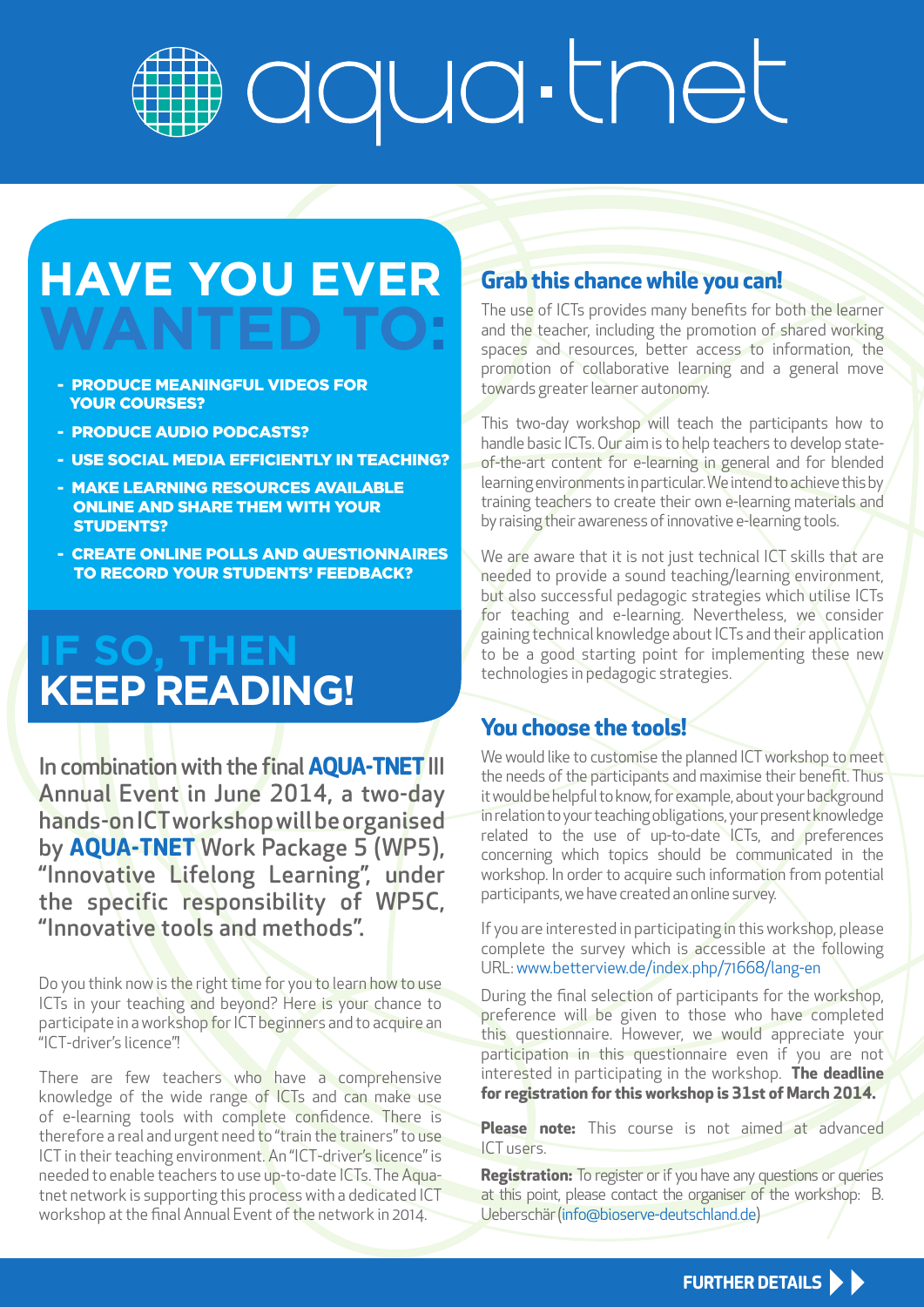# aqua·tnet

## HAVE YOU EVER WANTED TO:

- PRODUCE MEANINGFUL VIDEOS FOR YOUR COURSES?
- PRODUCE AUDIO PODCASTS?
- USE SOCIAL MEDIA EFFICIENTLY IN TEACHING?
- MAKE LEARNING RESOURCES AVAILABLE ONLINE AND SHARE THEM WITH YOUR STUDENTS?
- CREATE ONLINE POLLS AND QUESTIONNAIRES TO RECORD YOUR STUDENTS' FEEDBACK?

## IF SO, THEN KEEP READING!

In combination with the final **AQUA-TNET** III Annual Event in June 2014, a two-day hands-on ICT workshop will be organised by **AQUA-TNET** Work Package 5 (WP5), "Innovative Lifelong Learning", under the specific responsibility of WP5C, "Innovative tools and methods".

Do you think now is the right time for you to learn how to use ICTs in your teaching and beyond? Here is your chance to participate in a workshop for ICT beginners and to acquire an "ICT-driver's licence"!

There are few teachers who have a comprehensive knowledge of the wide range of ICTs and can make use of e-learning tools with complete confidence. There is therefore a real and urgent need to "train the trainers" to use ICT in their teaching environment. An "ICT-driver's licence" is needed to enable teachers to use up-to-date ICTs. The Aqua-tnet network is supporting this process with a dedicated ICT workshop at the final Annual Event of the network in 2014.

### Grab this chance while you can!

The use of ICTs provides many benefits for both the learner and the teacher, including the promotion of shared working spaces and resources, better access to information, the promotion of collaborative learning and a general move towards greater learner autonomy.

This two-day workshop will teach the participants how to handle basic ICTs. Our aim is to help teachers to develop state-of-the-art content for e-learning in general and for blended learning environments in particular. We intend to achieve this by training teachers to create their own e-learning materials and by raising their awareness of innovative e-learning tools.

We are aware that it is not just technical ICT skills that are needed to provide a sound teaching/learning environment, but also successful pedagogic strategies which utilise ICTs for teaching and e-learning. Nevertheless, we consider gaining technical knowledge about ICTs and their application to be a good starting point for implementing these new technologies in pedagogic strategies.

### You choose the tools!

We would like to customise the planned ICT workshop to meet the needs of the participants and maximise their benefit. Thus it would be helpful to know, for example, about your background in relation to your teaching obligations, your present knowledge related to the use of up-to-date ICTs, and preferences concerning which topics should be communicated in the workshop. In order to acquire such information from potential participants, we have created an online survey.

If you are interested in participating in this workshop, please complete the survey which is accessible at the following URL: www.betterview.de/index.php/71668/lang-en

During the final selection of participants for the workshop, preference will be given to those who have completed this questionnaire. However, we would appreciate your participation in this questionnaire even if you are not interested in participating in the workshop. **The deadline for registration for this workshop is 31st of March 2014.**

**Please note:** This course is not aimed at advanced ICT users.

**Registration:** To register or if you have any questions or queries at this point, please contact the organiser of the workshop: B. Ueberschär (info@bioserve-deutschland.de)

**FURTHER DETAILS**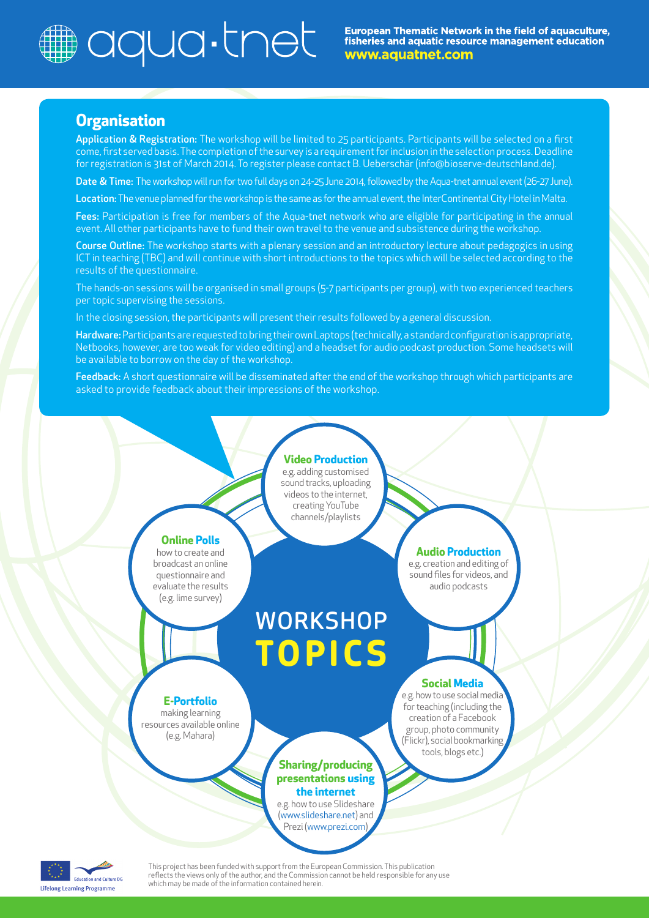aqua·tnet

**European Thematic Network in the field of aquaculture, fisheries and aquatic resource management education**
**www.aquatnet.com**

## Organisation

**Application & Registration:** The workshop will be limited to 25 participants. Participants will be selected on a first come, first served basis. The completion of the survey is a requirement for inclusion in the selection process. Deadline for registration is 31st of March 2014. To register please contact B. Ueberschär (info@bioserve-deutschland.de).

**Date & Time:** The workshop will run for two full days on 24-25 June 2014, followed by the Aqua-tnet annual event (26-27 June).

**Location:** The venue planned for the workshop is the same as for the annual event, the InterContinental City Hotel in Malta.

**Fees:** Participation is free for members of the Aqua-tnet network who are eligible for participating in the annual event. All other participants have to fund their own travel to the venue and subsistence during the workshop.

**Course Outline:** The workshop starts with a plenary session and an introductory lecture about pedagogics in using ICT in teaching (TBC) and will continue with short introductions to the topics which will be selected according to the results of the questionnaire.

The hands-on sessions will be organised in small groups (5-7 participants per group), with two experienced teachers per topic supervising the sessions.

In the closing session, the participants will present their results followed by a general discussion.

**Hardware:** Participants are requested to bring their own Laptops (technically, a standard configuration is appropriate, Netbooks, however, are too weak for video editing) and a headset for audio podcast production. Some headsets will be available to borrow on the day of the workshop.

**Feedback:** A short questionnaire will be disseminated after the end of the workshop through which participants are asked to provide feedback about their impressions of the workshop.

## WORKSHOP TOPICS

**Video Production**
e.g. adding customised sound tracks, uploading videos to the internet, creating YouTube channels/playlists

**Audio Production**
e.g. creation and editing of sound files for videos, and audio podcasts

**Social Media**
e.g. how to use social media for teaching (including the creation of a Facebook group, photo community (Flickr), social bookmarking tools, blogs etc.)

**Sharing/producing presentations using the internet**
e.g. how to use Slideshare (www.slideshare.net) and Prezi (www.prezi.com)

**E-Portfolio**
making learning resources available online (e.g. Mahara)

**Online Polls**
how to create and broadcast an online questionnaire and evaluate the results (e.g. lime survey)

Education and Culture DG
Lifelong Learning Programme

This project has been funded with support from the European Commission. This publication reflects the views only of the author, and the Commission cannot be held responsible for any use which may be made of the information contained herein.